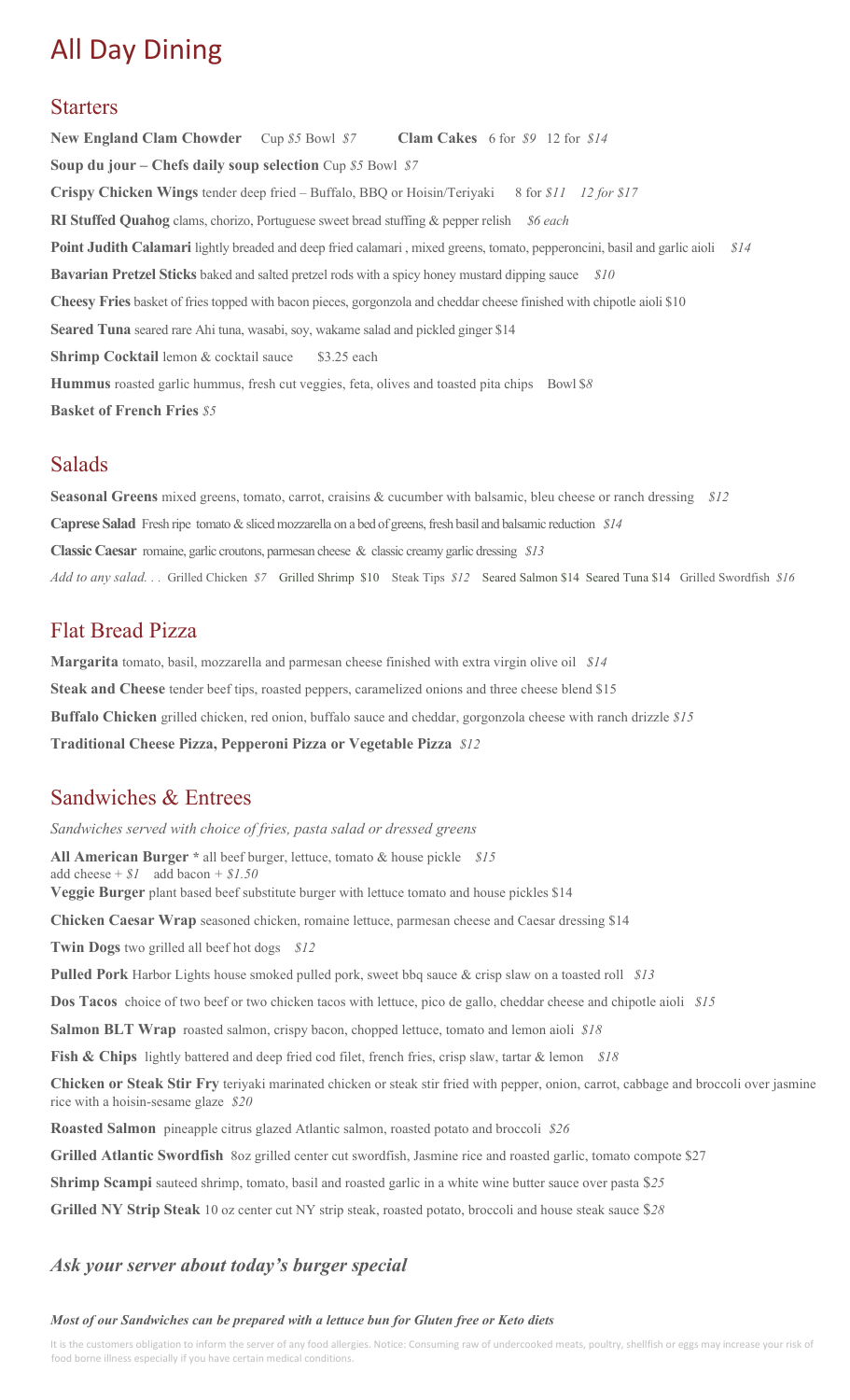# All Day Dining

## Starters

**New England Clam Chowder** Cup *$5* Bowl *$7* **Clam Cakes** 6 for *$9* 12 for *$14*

**Soup du jour – Chefs daily soup selection** Cup *$5* Bowl *$7*

**Crispy Chicken Wings** tender deep fried – Buffalo, BBQ or Hoisin/Teriyaki 8 for *$11* *12 for $17*

**RI Stuffed Quahog** clams, chorizo, Portuguese sweet bread stuffing & pepper relish *$6 each*

**Point Judith Calamari** lightly breaded and deep fried calamari , mixed greens, tomato, pepperoncini, basil and garlic aioli *$14*

**Bavarian Pretzel Sticks** baked and salted pretzel rods with a spicy honey mustard dipping sauce *$10*

**Cheesy Fries** basket of fries topped with bacon pieces, gorgonzola and cheddar cheese finished with chipotle aioli $10

**Seared Tuna** seared rare Ahi tuna, wasabi, soy, wakame salad and pickled ginger $14

**Shrimp Cocktail** lemon & cocktail sauce $3.25 each

**Hummus** roasted garlic hummus, fresh cut veggies, feta, olives and toasted pita chips Bowl $*8*

**Basket of French Fries** *$5*

## Salads

**Seasonal Greens** mixed greens, tomato, carrot, craisins & cucumber with balsamic, bleu cheese or ranch dressing *$12*

**Caprese Salad** Fresh ripe tomato & sliced mozzarella on a bed of greens, fresh basil and balsamic reduction *$14*

**Classic Caesar** romaine, garlic croutons, parmesan cheese & classic creamy garlic dressing *$13*

*Add to any salad. . .* Grilled Chicken *$7* Grilled Shrimp $10 Steak Tips *$12* Seared Salmon $14 Seared Tuna $14 Grilled Swordfish *$16*

## Flat Bread Pizza

**Margarita** tomato, basil, mozzarella and parmesan cheese finished with extra virgin olive oil *$14*

**Steak and Cheese** tender beef tips, roasted peppers, caramelized onions and three cheese blend $15

**Buffalo Chicken** grilled chicken, red onion, buffalo sauce and cheddar, gorgonzola cheese with ranch drizzle *$15*

**Traditional Cheese Pizza, Pepperoni Pizza or Vegetable Pizza** *$12*

## Sandwiches & Entrees

*Sandwiches served with choice of fries, pasta salad or dressed greens*

**All American Burger *** all beef burger, lettuce, tomato & house pickle *$15*
add cheese + *$1* add bacon + *$1.50*

**Veggie Burger** plant based beef substitute burger with lettuce tomato and house pickles $14

**Chicken Caesar Wrap** seasoned chicken, romaine lettuce, parmesan cheese and Caesar dressing $14

**Twin Dogs** two grilled all beef hot dogs *$12*

**Pulled Pork** Harbor Lights house smoked pulled pork, sweet bbq sauce & crisp slaw on a toasted roll *$13*

**Dos Tacos** choice of two beef or two chicken tacos with lettuce, pico de gallo, cheddar cheese and chipotle aioli *$15*

**Salmon BLT Wrap** roasted salmon, crispy bacon, chopped lettuce, tomato and lemon aioli *$18*

**Fish & Chips** lightly battered and deep fried cod filet, french fries, crisp slaw, tartar & lemon *$18*

**Chicken or Steak Stir Fry** teriyaki marinated chicken or steak stir fried with pepper, onion, carrot, cabbage and broccoli over jasmine rice with a hoisin-sesame glaze *$20*

**Roasted Salmon** pineapple citrus glazed Atlantic salmon, roasted potato and broccoli *$26*

**Grilled Atlantic Swordfish** 8oz grilled center cut swordfish, Jasmine rice and roasted garlic, tomato compote $27

**Shrimp Scampi** sauteed shrimp, tomato, basil and roasted garlic in a white wine butter sauce over pasta $*25*

**Grilled NY Strip Steak** 10 oz center cut NY strip steak, roasted potato, broccoli and house steak sauce $*28*

### *Ask your server about today's burger special*

***Most of our Sandwiches can be prepared with a lettuce bun for Gluten free or Keto diets***

It is the customers obligation to inform the server of any food allergies. Notice: Consuming raw of undercooked meats, poultry, shellfish or eggs may increase your risk of food borne illness especially if you have certain medical conditions.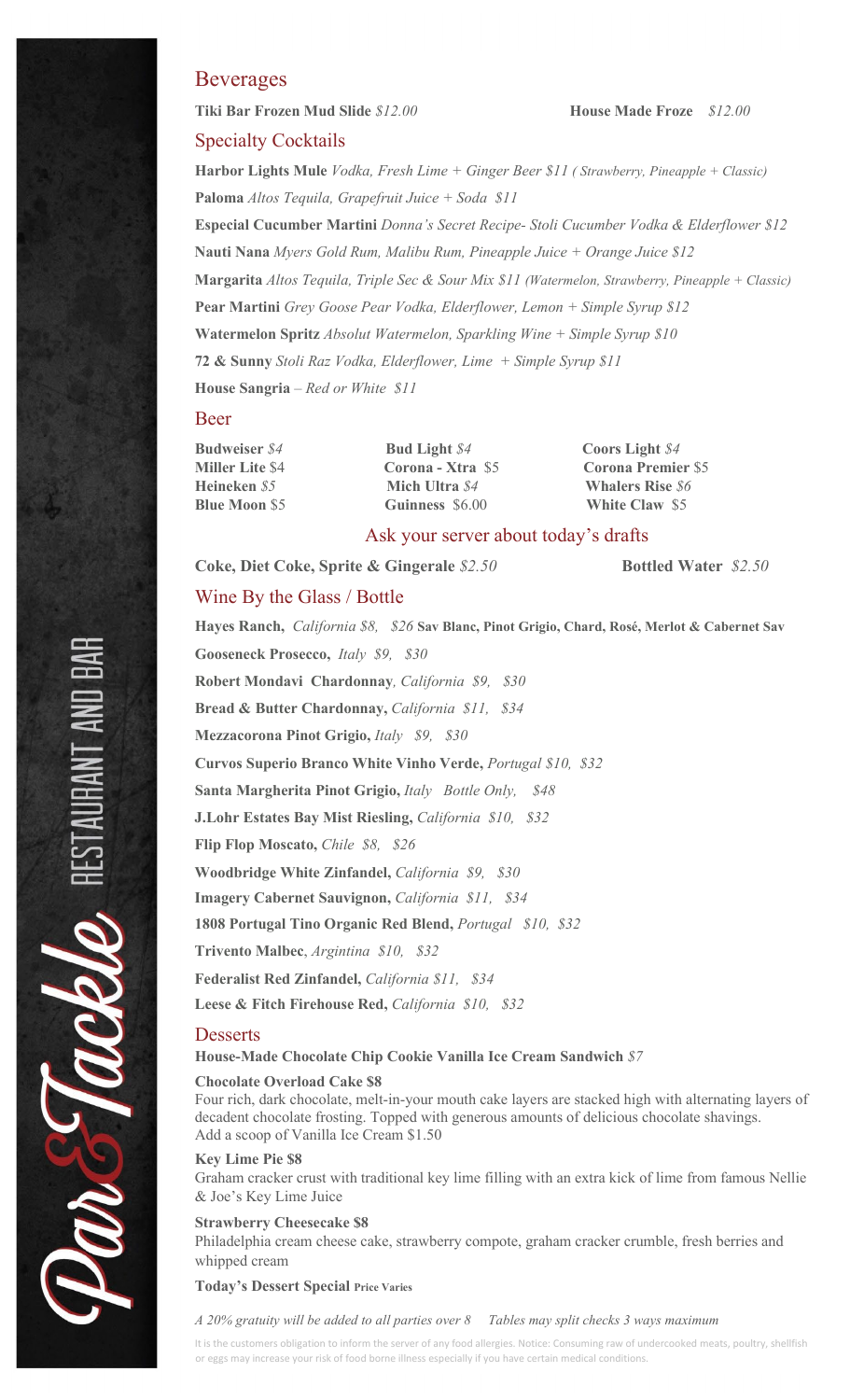## Beverages

**Tiki Bar Frozen Mud Slide** *$12.00* **House Made Froze** *$12.00*

## Specialty Cocktails

**Harbor Lights Mule** *Vodka, Fresh Lime + Ginger Beer $11 ( Strawberry, Pineapple + Classic)*

**Paloma** *Altos Tequila, Grapefruit Juice + Soda $11*

**Especial Cucumber Martini** *Donna's Secret Recipe- Stoli Cucumber Vodka & Elderflower $12*

**Nauti Nana** *Myers Gold Rum, Malibu Rum, Pineapple Juice + Orange Juice $12*

**Margarita** *Altos Tequila, Triple Sec & Sour Mix $11 (Watermelon, Strawberry, Pineapple + Classic)*

**Pear Martini** *Grey Goose Pear Vodka, Elderflower, Lemon + Simple Syrup $12*

**Watermelon Spritz** *Absolut Watermelon, Sparkling Wine + Simple Syrup $10*

**72 & Sunny** *Stoli Raz Vodka, Elderflower, Lime + Simple Syrup $11*

**House Sangria** *– Red or White $11*

## Beer

| | | |
|---|---|---|
| **Budweiser** *$4* | **Bud Light** *$4* | **Coors Light** *$4* |
| **Miller Lite** $4 | **Corona - Xtra** $5 | **Corona Premier** $5 |
| **Heineken** *$5* | **Mich Ultra** *$4* | **Whalers Rise** *$6* |
| **Blue Moon** $5 | **Guinness** $6.00 | **White Claw** $5 |

Ask your server about today's drafts

**Coke, Diet Coke, Sprite & Gingerale** *$2.50* **Bottled Water** *$2.50*

## Wine By the Glass / Bottle

**Hayes Ranch,** *California $8, $26* **Sav Blanc, Pinot Grigio, Chard, Rosé, Merlot & Cabernet Sav**

**Gooseneck Prosecco,** *Italy $9, $30*

**Robert Mondavi Chardonnay**, *California $9, $30*

**Bread & Butter Chardonnay,** *California $11, $34*

**Mezzacorona Pinot Grigio,** *Italy $9, $30*

**Curvos Superio Branco White Vinho Verde,** *Portugal $10, $32*

**Santa Margherita Pinot Grigio,** *Italy Bottle Only, $48*

**J.Lohr Estates Bay Mist Riesling,** *California $10, $32*

**Flip Flop Moscato,** *Chile $8, $26*

**Woodbridge White Zinfandel,** *California $9, $30*

**Imagery Cabernet Sauvignon,** *California $11, $34*

**1808 Portugal Tino Organic Red Blend,** *Portugal $10, $32*

**Trivento Malbec**, *Argintina $10, $32*

**Federalist Red Zinfandel,** *California $11, $34*

**Leese & Fitch Firehouse Red,** *California $10, $32*

## Desserts

**House-Made Chocolate Chip Cookie Vanilla Ice Cream Sandwich** *$7*

**Chocolate Overload Cake $8**
Four rich, dark chocolate, melt-in-your mouth cake layers are stacked high with alternating layers of decadent chocolate frosting. Topped with generous amounts of delicious chocolate shavings.
Add a scoop of Vanilla Ice Cream $1.50

**Key Lime Pie $8**
Graham cracker crust with traditional key lime filling with an extra kick of lime from famous Nellie & Joe's Key Lime Juice

**Strawberry Cheesecake $8**
Philadelphia cream cheese cake, strawberry compote, graham cracker crumble, fresh berries and whipped cream

**Today's Dessert Special** **Price Varies**

*A 20% gratuity will be added to all parties over 8 Tables may split checks 3 ways maximum*

It is the customers obligation to inform the server of any food allergies. Notice: Consuming raw of undercooked meats, poultry, shellfish or eggs may increase your risk of food borne illness especially if you have certain medical conditions.

Par & Tackle RESTAURANT AND BAR